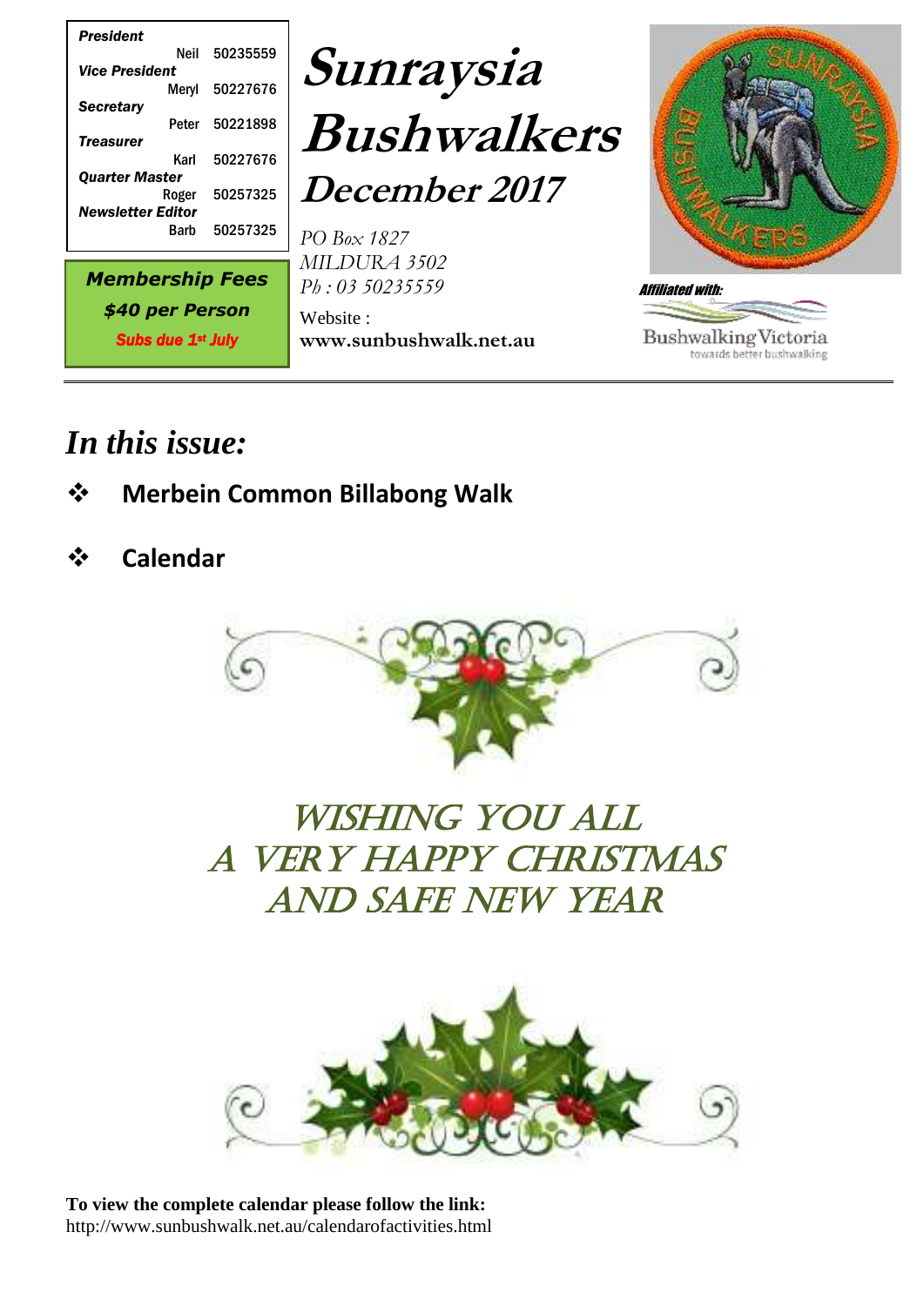| | |
|---|---|
| ***President*** | |
| Neil | 50235559 |
| ***Vice President*** | |
| Meryl | 50227676 |
| ***Secretary*** | |
| Peter | 50221898 |
| ***Treasurer*** | |
| Karl | 50227676 |
| ***Quarter Master*** | |
| Roger | 50257325 |
| ***Newsletter Editor*** | |
| Barb | 50257325 |

***Membership Fees***
***$40 per Person***
***Subs due 1st July***

# *Sunraysia Bushwalkers*

## *December 2017*

*PO Box 1827*
*MILDURA 3502*
*Ph : 03 50235559*

Website :
**www.sunbushwalk.net.au**

*Affiliated with:*

Bushwalking Victoria
towards better bushwalking

## *In this issue:*

- **Merbein Common Billabong Walk**
- **Calendar**

WISHING YOU ALL
A VERY HAPPY CHRISTMAS
AND SAFE NEW YEAR

**To view the complete calendar please follow the link:**
http://www.sunbushwalk.net.au/calendarofactivities.html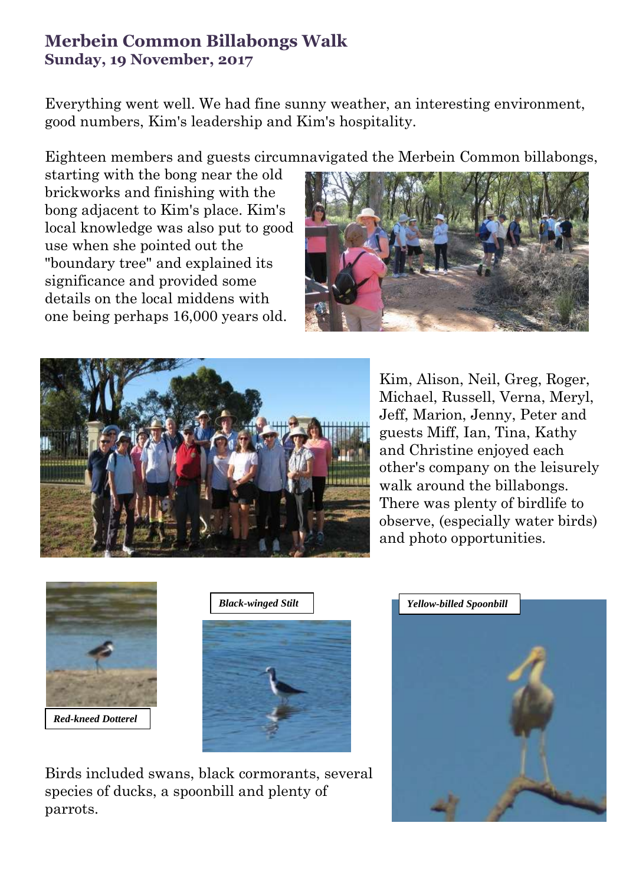## Merbein Common Billabongs Walk

### Sunday, 19 November, 2017

Everything went well. We had fine sunny weather, an interesting environment, good numbers, Kim's leadership and Kim's hospitality.

Eighteen members and guests circumnavigated the Merbein Common billabongs, starting with the bong near the old brickworks and finishing with the bong adjacent to Kim's place. Kim's local knowledge was also put to good use when she pointed out the "boundary tree" and explained its significance and provided some details on the local middens with one being perhaps 16,000 years old.

Kim, Alison, Neil, Greg, Roger, Michael, Russell, Verna, Meryl, Jeff, Marion, Jenny, Peter and guests Miff, Ian, Tina, Kathy and Christine enjoyed each other's company on the leisurely walk around the billabongs. There was plenty of birdlife to observe, (especially water birds) and photo opportunities.

***Red-kneed Dotterel***

***Black-winged Stilt***

***Yellow-billed Spoonbill***

Birds included swans, black cormorants, several species of ducks, a spoonbill and plenty of parrots.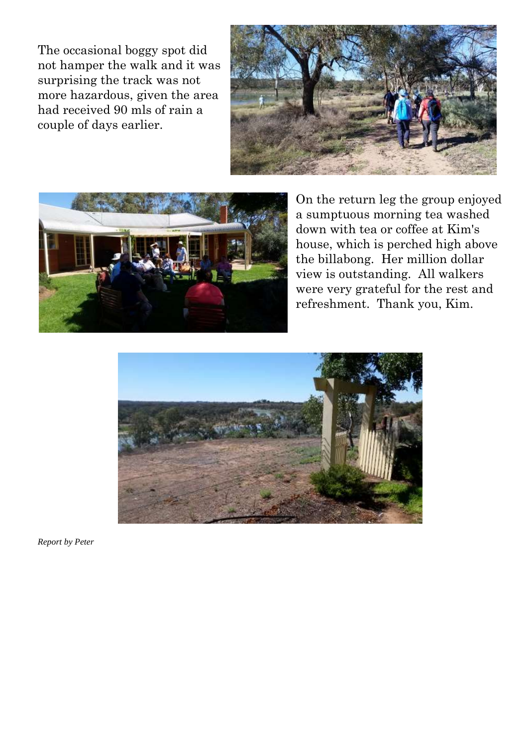The occasional boggy spot did not hamper the walk and it was surprising the track was not more hazardous, given the area had received 90 mls of rain a couple of days earlier.

On the return leg the group enjoyed a sumptuous morning tea washed down with tea or coffee at Kim's house, which is perched high above the billabong. Her million dollar view is outstanding. All walkers were very grateful for the rest and refreshment. Thank you, Kim.

*Report by Peter*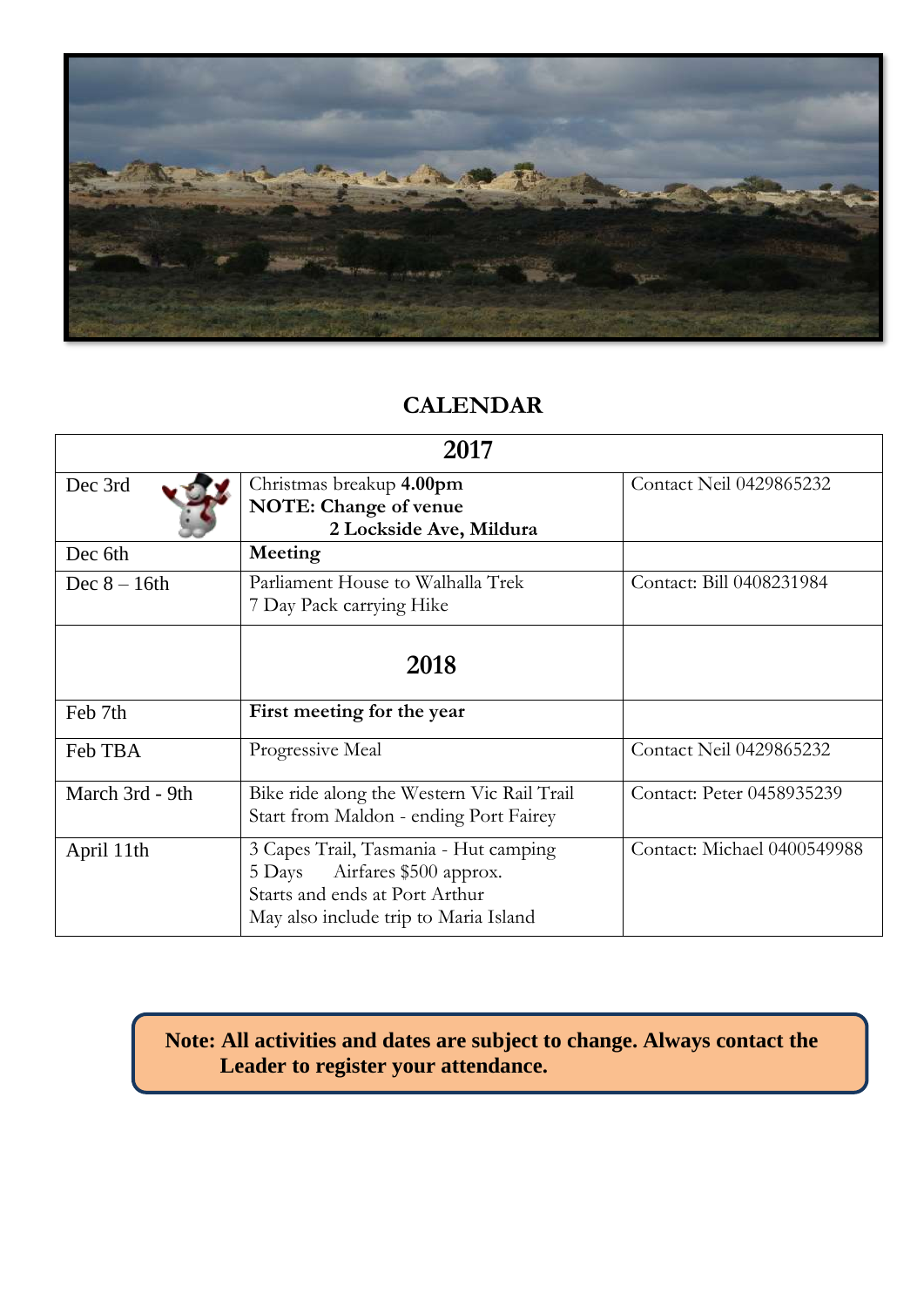## CALENDAR

| | | |
|---|---|---|
| **2017** | | |
| Dec 3rd | Christmas breakup **4.00pm**<br>**NOTE: Change of venue**<br>**2 Lockside Ave, Mildura** | Contact Neil 0429865232 |
| Dec 6th | **Meeting** | |
| Dec 8 – 16th | Parliament House to Walhalla Trek<br>7 Day Pack carrying Hike | Contact: Bill 0408231984 |
| | **2018** | |
| Feb 7th | **First meeting for the year** | |
| Feb TBA | Progressive Meal | Contact Neil 0429865232 |
| March 3rd - 9th | Bike ride along the Western Vic Rail Trail<br>Start from Maldon - ending Port Fairey | Contact: Peter 0458935239 |
| April 11th | 3 Capes Trail, Tasmania - Hut camping<br>5 Days Airfares $500 approx.<br>Starts and ends at Port Arthur<br>May also include trip to Maria Island | Contact: Michael 0400549988 |

**Note: All activities and dates are subject to change. Always contact the Leader to register your attendance.**